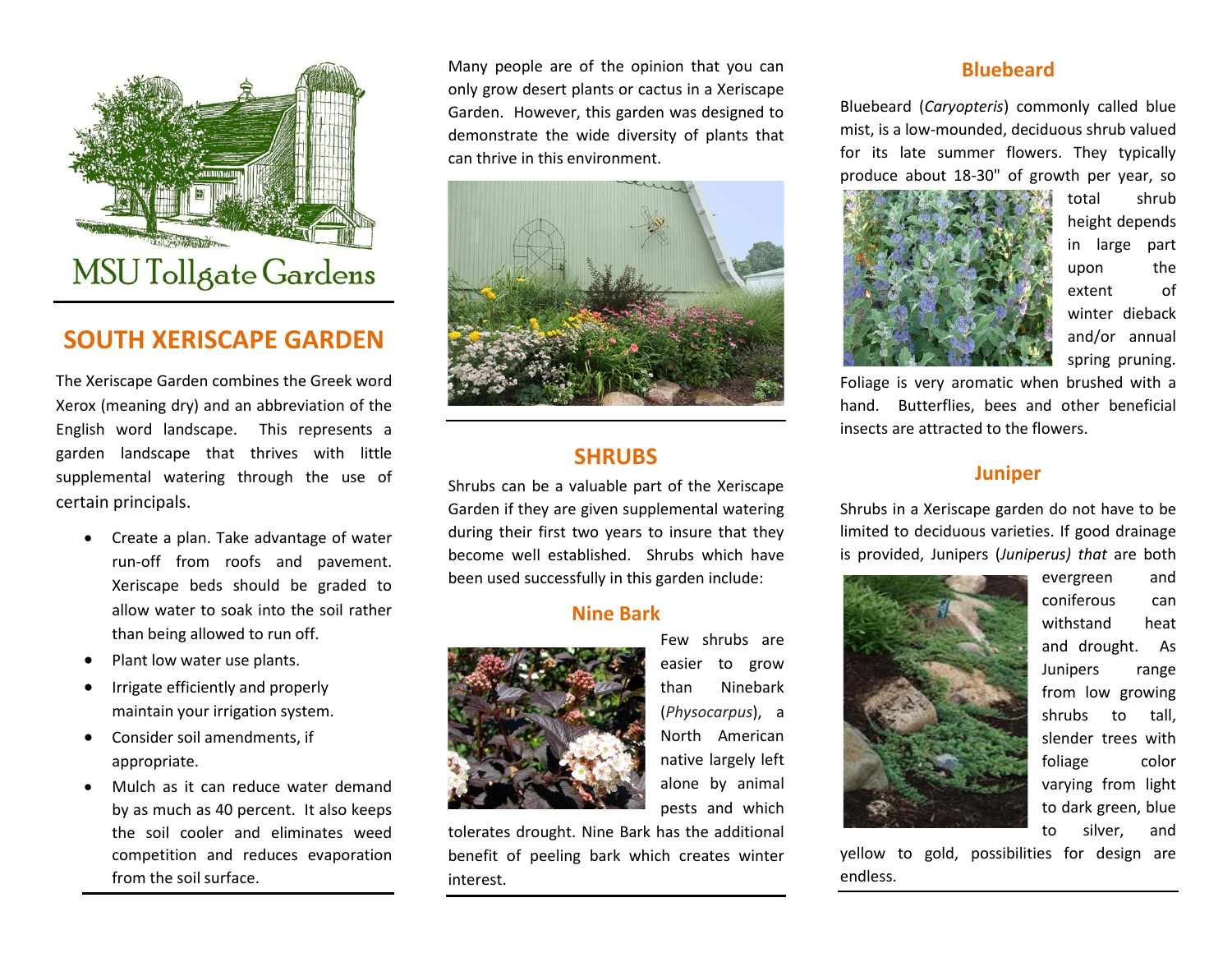MSU Tollgate Gardens

# SOUTH XERISCAPE GARDEN

The Xeriscape Garden combines the Greek word Xerox (meaning dry) and an abbreviation of the English word landscape. This represents a garden landscape that thrives with little supplemental watering through the use of certain principals.

- Create a plan. Take advantage of water run-off from roofs and pavement. Xeriscape beds should be graded to allow water to soak into the soil rather than being allowed to run off.
- Plant low water use plants.
- Irrigate efficiently and properly maintain your irrigation system.
- Consider soil amendments, if appropriate.
- Mulch as it can reduce water demand by as much as 40 percent. It also keeps the soil cooler and eliminates weed competition and reduces evaporation from the soil surface.

Many people are of the opinion that you can only grow desert plants or cactus in a Xeriscape Garden. However, this garden was designed to demonstrate the wide diversity of plants that can thrive in this environment.

## SHRUBS

Shrubs can be a valuable part of the Xeriscape Garden if they are given supplemental watering during their first two years to insure that they become well established. Shrubs which have been used successfully in this garden include:

### Nine Bark

Few shrubs are easier to grow than Ninebark (*Physocarpus*), a North American native largely left alone by animal pests and which tolerates drought. Nine Bark has the additional benefit of peeling bark which creates winter interest.

### Bluebeard

Bluebeard (*Caryopteris*) commonly called blue mist, is a low-mounded, deciduous shrub valued for its late summer flowers. They typically produce about 18-30" of growth per year, so total shrub height depends in large part upon the extent of winter dieback and/or annual spring pruning. Foliage is very aromatic when brushed with a hand. Butterflies, bees and other beneficial insects are attracted to the flowers.

### Juniper

Shrubs in a Xeriscape garden do not have to be limited to deciduous varieties. If good drainage is provided, Junipers (*Juniperus) that* are both evergreen and coniferous can withstand heat and drought. As Junipers range from low growing shrubs to tall, slender trees with foliage color varying from light to dark green, blue to silver, and yellow to gold, possibilities for design are endless.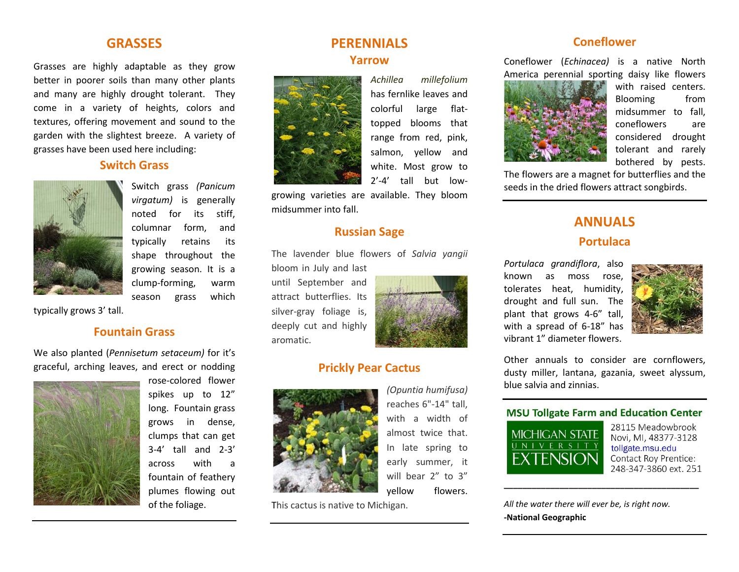## GRASSES

Grasses are highly adaptable as they grow better in poorer soils than many other plants and many are highly drought tolerant. They come in a variety of heights, colors and textures, offering movement and sound to the garden with the slightest breeze. A variety of grasses have been used here including:

### Switch Grass

Switch grass *(Panicum virgatum)* is generally noted for its stiff, columnar form, and typically retains its shape throughout the growing season. It is a clump-forming, warm season grass which typically grows 3' tall.

### Fountain Grass

We also planted (*Pennisetum setaceum)* for it's graceful, arching leaves, and erect or nodding rose-colored flower spikes up to 12" long. Fountain grass grows in dense, clumps that can get 3-4' tall and 2-3' across with a fountain of feathery plumes flowing out of the foliage.

## PERENNIALS

### Yarrow

*Achillea millefolium* has fernlike leaves and colorful large flat-topped blooms that range from red, pink, salmon, yellow and white. Most grow to 2'-4' tall but low-growing varieties are available. They bloom midsummer into fall.

### Russian Sage

The lavender blue flowers of *Salvia yangii* bloom in July and last until September and attract butterflies. Its silver-gray foliage is, deeply cut and highly aromatic.

### Prickly Pear Cactus

*(Opuntia humifusa)* reaches 6"-14" tall, with a width of almost twice that. In late spring to early summer, it will bear 2" to 3" yellow flowers. This cactus is native to Michigan.

### Coneflower

Coneflower (*Echinacea)* is a native North America perennial sporting daisy like flowers with raised centers. Blooming from midsummer to fall, coneflowers are considered drought tolerant and rarely bothered by pests. The flowers are a magnet for butterflies and the seeds in the dried flowers attract songbirds.

## ANNUALS

### Portulaca

*Portulaca grandiflora*, also known as moss rose, tolerates heat, humidity, drought and full sun. The plant that grows 4-6" tall, with a spread of 6-18" has vibrant 1" diameter flowers.

Other annuals to consider are cornflowers, dusty miller, lantana, gazania, sweet alyssum, blue salvia and zinnias.

**MSU Tollgate Farm and Education Center**

MICHIGAN STATE UNIVERSITY EXTENSION

28115 Meadowbrook
Novi, MI, 48377-3128
tollgate.msu.edu
Contact Roy Prentice:
248-347-3860 ext. 251

*All the water there will ever be, is right now.*
**-National Geographic**